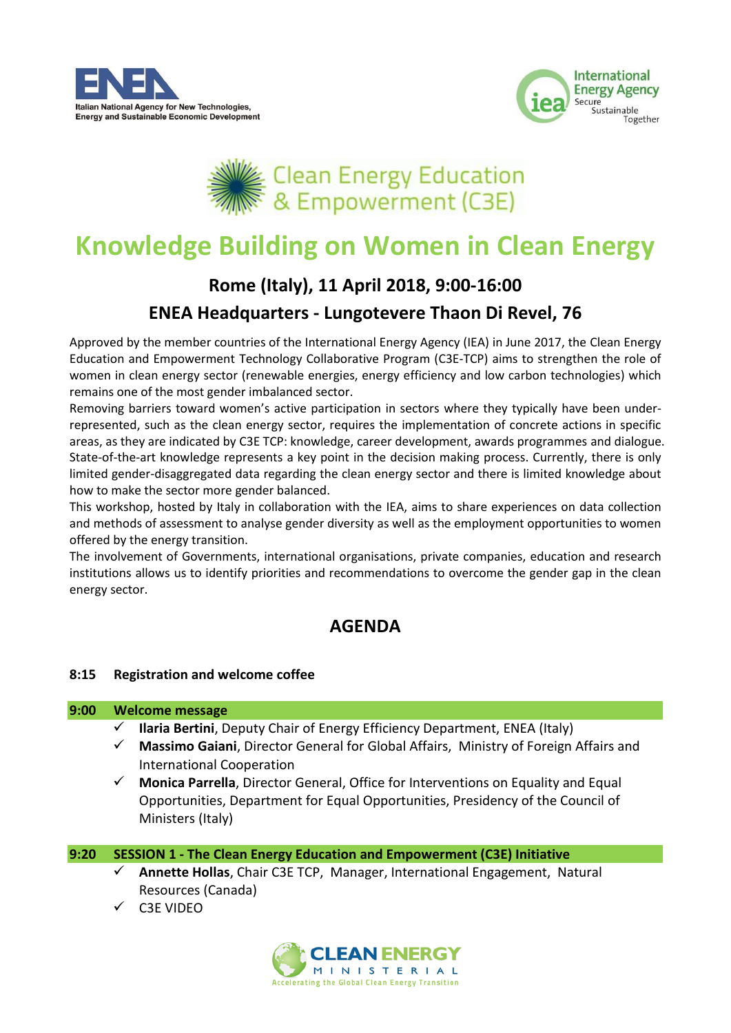Italian National Agency for New Technologies, Energy and Sustainable Economic Development

International Energy Agency — Secure Sustainable Together

Clean Energy Education & Empowerment (C3E)

# Knowledge Building on Women in Clean Energy

## Rome (Italy), 11 April 2018, 9:00-16:00

## ENEA Headquarters - Lungotevere Thaon Di Revel, 76

Approved by the member countries of the International Energy Agency (IEA) in June 2017, the Clean Energy Education and Empowerment Technology Collaborative Program (C3E-TCP) aims to strengthen the role of women in clean energy sector (renewable energies, energy efficiency and low carbon technologies) which remains one of the most gender imbalanced sector.

Removing barriers toward women's active participation in sectors where they typically have been under-represented, such as the clean energy sector, requires the implementation of concrete actions in specific areas, as they are indicated by C3E TCP: knowledge, career development, awards programmes and dialogue. State-of-the-art knowledge represents a key point in the decision making process. Currently, there is only limited gender-disaggregated data regarding the clean energy sector and there is limited knowledge about how to make the sector more gender balanced.

This workshop, hosted by Italy in collaboration with the IEA, aims to share experiences on data collection and methods of assessment to analyse gender diversity as well as the employment opportunities to women offered by the energy transition.

The involvement of Governments, international organisations, private companies, education and research institutions allows us to identify priorities and recommendations to overcome the gender gap in the clean energy sector.

## AGENDA

**8:15 Registration and welcome coffee**

**9:00 Welcome message**

- ✓ **Ilaria Bertini**, Deputy Chair of Energy Efficiency Department, ENEA (Italy)
- ✓ **Massimo Gaiani**, Director General for Global Affairs, Ministry of Foreign Affairs and International Cooperation
- ✓ **Monica Parrella**, Director General, Office for Interventions on Equality and Equal Opportunities, Department for Equal Opportunities, Presidency of the Council of Ministers (Italy)

**9:20 SESSION 1 - The Clean Energy Education and Empowerment (C3E) Initiative**

- ✓ **Annette Hollas**, Chair C3E TCP, Manager, International Engagement, Natural Resources (Canada)
- ✓ C3E VIDEO

CLEAN ENERGY MINISTERIAL — Accelerating the Global Clean Energy Transition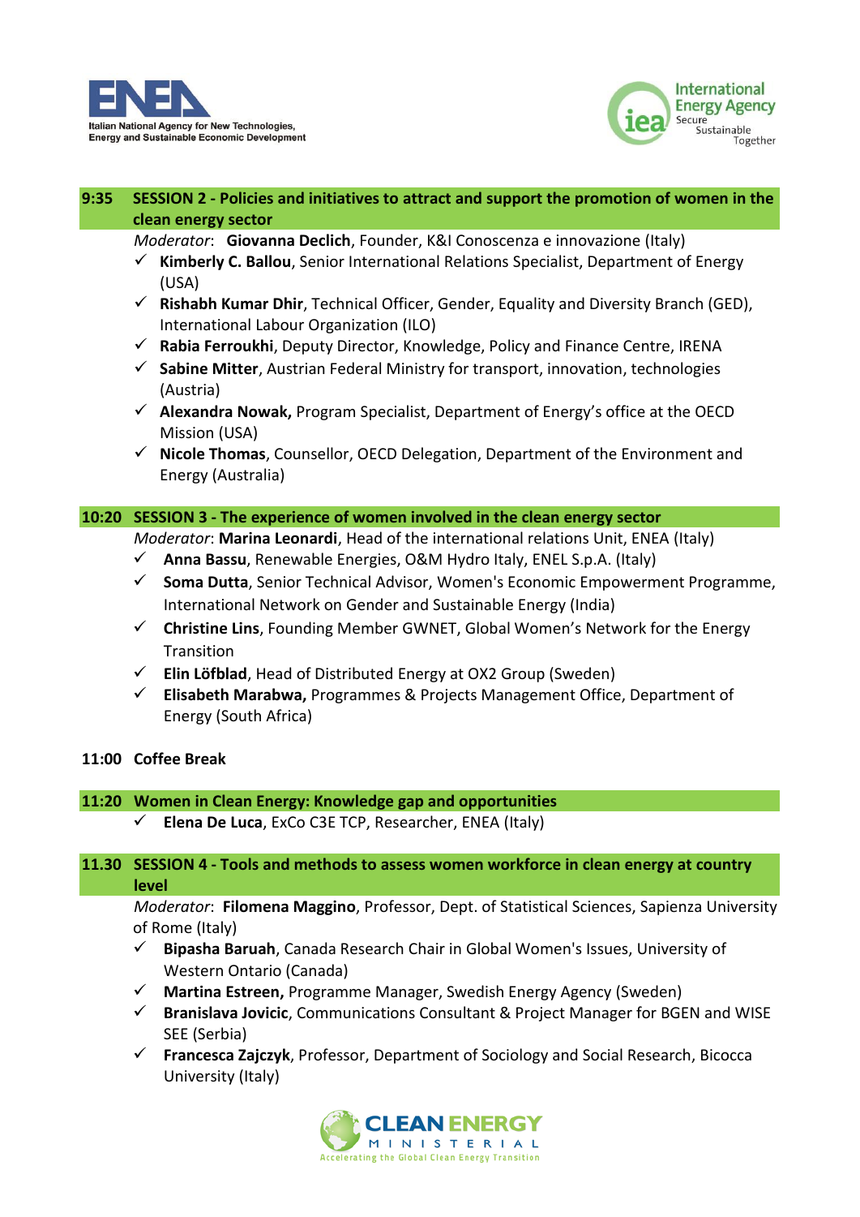**9:35 SESSION 2 - Policies and initiatives to attract and support the promotion of women in the clean energy sector**

*Moderator*: **Giovanna Declich**, Founder, K&I Conoscenza e innovazione (Italy)

- ✓ **Kimberly C. Ballou**, Senior International Relations Specialist, Department of Energy (USA)
- ✓ **Rishabh Kumar Dhir**, Technical Officer, Gender, Equality and Diversity Branch (GED), International Labour Organization (ILO)
- ✓ **Rabia Ferroukhi**, Deputy Director, Knowledge, Policy and Finance Centre, IRENA
- ✓ **Sabine Mitter**, Austrian Federal Ministry for transport, innovation, technologies (Austria)
- ✓ **Alexandra Nowak,** Program Specialist, Department of Energy's office at the OECD Mission (USA)
- ✓ **Nicole Thomas**, Counsellor, OECD Delegation, Department of the Environment and Energy (Australia)

**10:20 SESSION 3 - The experience of women involved in the clean energy sector**

*Moderator*: **Marina Leonardi**, Head of the international relations Unit, ENEA (Italy)

- ✓ **Anna Bassu**, Renewable Energies, O&M Hydro Italy, ENEL S.p.A. (Italy)
- ✓ **Soma Dutta**, Senior Technical Advisor, Women's Economic Empowerment Programme, International Network on Gender and Sustainable Energy (India)
- ✓ **Christine Lins**, Founding Member GWNET, Global Women's Network for the Energy Transition
- ✓ **Elin Löfblad**, Head of Distributed Energy at OX2 Group (Sweden)
- ✓ **Elisabeth Marabwa,** Programmes & Projects Management Office, Department of Energy (South Africa)

**11:00 Coffee Break**

**11:20 Women in Clean Energy: Knowledge gap and opportunities**

- ✓ **Elena De Luca**, ExCo C3E TCP, Researcher, ENEA (Italy)

**11.30 SESSION 4 - Tools and methods to assess women workforce in clean energy at country level**

*Moderator*: **Filomena Maggino**, Professor, Dept. of Statistical Sciences, Sapienza University of Rome (Italy)

- ✓ **Bipasha Baruah**, Canada Research Chair in Global Women's Issues, University of Western Ontario (Canada)
- ✓ **Martina Estreen,** Programme Manager, Swedish Energy Agency (Sweden)
- ✓ **Branislava Jovicic**, Communications Consultant & Project Manager for BGEN and WISE SEE (Serbia)
- ✓ **Francesca Zajczyk**, Professor, Department of Sociology and Social Research, Bicocca University (Italy)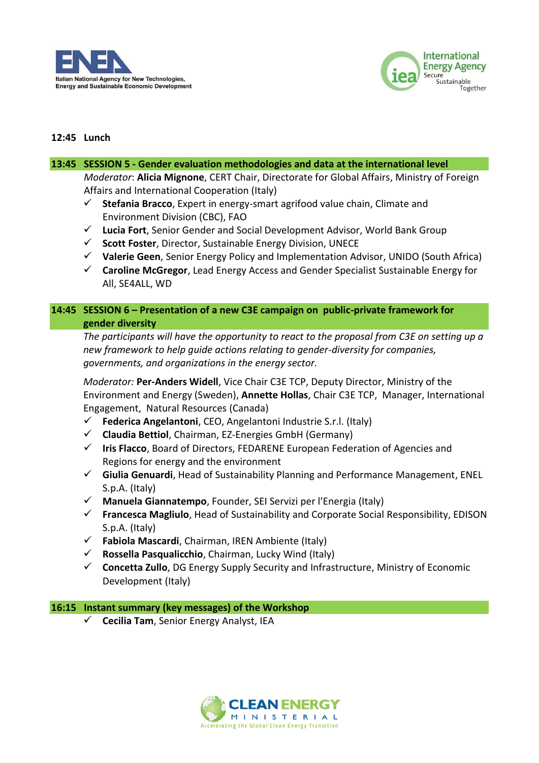**12:45 Lunch**

**13:45 SESSION 5 - Gender evaluation methodologies and data at the international level**

*Moderator*: **Alicia Mignone**, CERT Chair, Directorate for Global Affairs, Ministry of Foreign Affairs and International Cooperation (Italy)

- ✓ **Stefania Bracco**, Expert in energy-smart agrifood value chain, Climate and Environment Division (CBC), FAO
- ✓ **Lucia Fort**, Senior Gender and Social Development Advisor, World Bank Group
- ✓ **Scott Foster**, Director, Sustainable Energy Division, UNECE
- ✓ **Valerie Geen**, Senior Energy Policy and Implementation Advisor, UNIDO (South Africa)
- ✓ **Caroline McGregor**, Lead Energy Access and Gender Specialist Sustainable Energy for All, SE4ALL, WD

**14:45 SESSION 6 – Presentation of a new C3E campaign on public-private framework for gender diversity**

*The participants will have the opportunity to react to the proposal from C3E on setting up a new framework to help guide actions relating to gender-diversity for companies, governments, and organizations in the energy sector.*

*Moderator:* **Per-Anders Widell**, Vice Chair C3E TCP, Deputy Director, Ministry of the Environment and Energy (Sweden), **Annette Hollas**, Chair C3E TCP, Manager, International Engagement, Natural Resources (Canada)

- ✓ **Federica Angelantoni**, CEO, Angelantoni Industrie S.r.l. (Italy)
- ✓ **Claudia Bettiol**, Chairman, EZ-Energies GmbH (Germany)
- ✓ **Iris Flacco**, Board of Directors, FEDARENE European Federation of Agencies and Regions for energy and the environment
- ✓ **Giulia Genuardi**, Head of Sustainability Planning and Performance Management, ENEL S.p.A. (Italy)
- ✓ **Manuela Giannatempo**, Founder, SEI Servizi per l'Energia (Italy)
- ✓ **Francesca Magliulo**, Head of Sustainability and Corporate Social Responsibility, EDISON S.p.A. (Italy)
- ✓ **Fabiola Mascardi**, Chairman, IREN Ambiente (Italy)
- ✓ **Rossella Pasqualicchio**, Chairman, Lucky Wind (Italy)
- ✓ **Concetta Zullo**, DG Energy Supply Security and Infrastructure, Ministry of Economic Development (Italy)

**16:15 Instant summary (key messages) of the Workshop**

- ✓ **Cecilia Tam**, Senior Energy Analyst, IEA